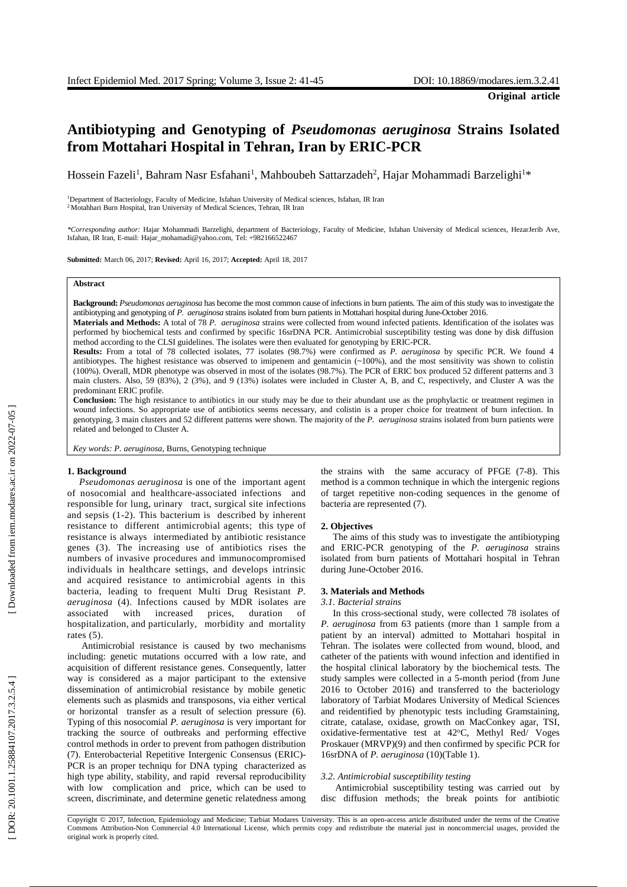**Original article**

# Antibiotyping and Genotyping of *Pseudomonas aeruginosa* Strains Isolated from Mottahari Hospital in Tehran, Iran by ERIC-PCR

Hossein Fazeli[1], Bahram Nasr Esfahani[1], Mahboubeh Sattarzadeh[2], Hajar Mohammadi Barzelighi[1]*

[1]Department of Bacteriology, Faculty of Medicine, Isfahan University of Medical sciences, Isfahan, IR Iran
[2]Motahhari Burn Hospital, Iran University of Medical Sciences, Tehran, IR Iran

*Corresponding author:* Hajar Mohammadi Barzelighi, department of Bacteriology, Faculty of Medicine, Isfahan University of Medical sciences, HezarJerib Ave, Isfahan, IR Iran, E-mail: Hajar_mohamadi@yahoo.com, Tel: +982166522467

**Submitted:** March 06, 2017; **Revised:** April 16, 2017; **Accepted:** April 18, 2017

**Abstract**

**Background:** *Pseudomonas aeruginosa* has become the most common cause of infections in burn patients. The aim of this study was to investigate the antibiotyping and genotyping of *P. aeruginosa* strains isolated from burn patients in Mottahari hospital during June-October 2016.

**Materials and Methods:** A total of 78 *P. aeruginosa* strains were collected from wound infected patients. Identification of the isolates was performed by biochemical tests and confirmed by specific 16srDNA PCR. Antimicrobial susceptibility testing was done by disk diffusion method according to the CLSI guidelines. The isolates were then evaluated for genotyping by ERIC-PCR.

**Results:** From a total of 78 collected isolates, 77 isolates (98.7%) were confirmed as *P. aeruginosa* by specific PCR. We found 4 antibiotypes. The highest resistance was observed to imipenem and gentamicin (~100%), and the most sensitivity was shown to colistin (100%). Overall, MDR phenotype was observed in most of the isolates (98.7%). The PCR of ERIC box produced 52 different patterns and 3 main clusters. Also, 59 (83%), 2 (3%), and 9 (13%) isolates were included in Cluster A, B, and C, respectively, and Cluster A was the predominant ERIC profile.

**Conclusion:** The high resistance to antibiotics in our study may be due to their abundant use as the prophylactic or treatment regimen in wound infections. So appropriate use of antibiotics seems necessary, and colistin is a proper choice for treatment of burn infection. In genotyping, 3 main clusters and 52 different patterns were shown. The majority of the *P. aeruginosa* strains isolated from burn patients were related and belonged to Cluster A.

*Key words: P. aeruginosa,* Burns, Genotyping technique

## 1. Background

*Pseudomonas aeruginosa* is one of the important agent of nosocomial and healthcare-associated infections and responsible for lung, urinary tract, surgical site infections and sepsis (1-2). This bacterium is described by inherent resistance to different antimicrobial agents; this type of resistance is always intermediated by antibiotic resistance genes (3). The increasing use of antibiotics rises the numbers of invasive procedures and immunocompromised individuals in healthcare settings, and develops intrinsic and acquired resistance to antimicrobial agents in this bacteria, leading to frequent Multi Drug Resistant *P. aeruginosa* (4). Infections caused by MDR isolates are associated with increased prices, duration of hospitalization, and particularly, morbidity and mortality rates (5).

Antimicrobial resistance is caused by two mechanisms including: genetic mutations occurred with a low rate, and acquisition of different resistance genes. Consequently, latter way is considered as a major participant to the extensive dissemination of antimicrobial resistance by mobile genetic elements such as plasmids and transposons, via either vertical or horizontal transfer as a result of selection pressure (6). Typing of this nosocomial *P. aeruginosa* is very important for tracking the source of outbreaks and performing effective control methods in order to prevent from pathogen distribution (7). Enterobacterial Repetitive Intergenic Consensus (ERIC)-PCR is an proper techniqu for DNA typing characterized as high type ability, stability, and rapid reversal reproducibility with low complication and price, which can be used to screen, discriminate, and determine genetic relatedness among the strains with the same accuracy of PFGE (7-8). This method is a common technique in which the intergenic regions of target repetitive non-coding sequences in the genome of bacteria are represented (7).

## 2. Objectives

The aims of this study was to investigate the antibiotyping and ERIC-PCR genotyping of the *P. aeruginosa* strains isolated from burn patients of Mottahari hospital in Tehran during June-October 2016.

## 3. Materials and Methods

### 3.1. Bacterial strains

In this cross-sectional study, were collected 78 isolates of *P. aeruginosa* from 63 patients (more than 1 sample from a patient by an interval) admitted to Mottahari hospital in Tehran. The isolates were collected from wound, blood, and catheter of the patients with wound infection and identified in the hospital clinical laboratory by the biochemical tests. The study samples were collected in a 5-month period (from June 2016 to October 2016) and transferred to the bacteriology laboratory of Tarbiat Modares University of Medical Sciences and reidentified by phenotypic tests including Gramstaining, citrate, catalase, oxidase, growth on MacConkey agar, TSI, oxidative-fermentative test at 42°C, Methyl Red/ Voges Proskauer (MRVP)(9) and then confirmed by specific PCR for 16srDNA of *P. aeruginosa* (10)(Table 1).

### 3.2. Antimicrobial susceptibility testing

Antimicrobial susceptibility testing was carried out by disc diffusion methods; the break points for antibiotic

Copyright © 2017, Infection, Epidemiology and Medicine; Tarbiat Modares University. This is an open-access article distributed under the terms of the Creative Commons Attribution-Non Commercial 4.0 International License, which permits copy and redistribute the material just in noncommercial usages, provided the original work is properly cited.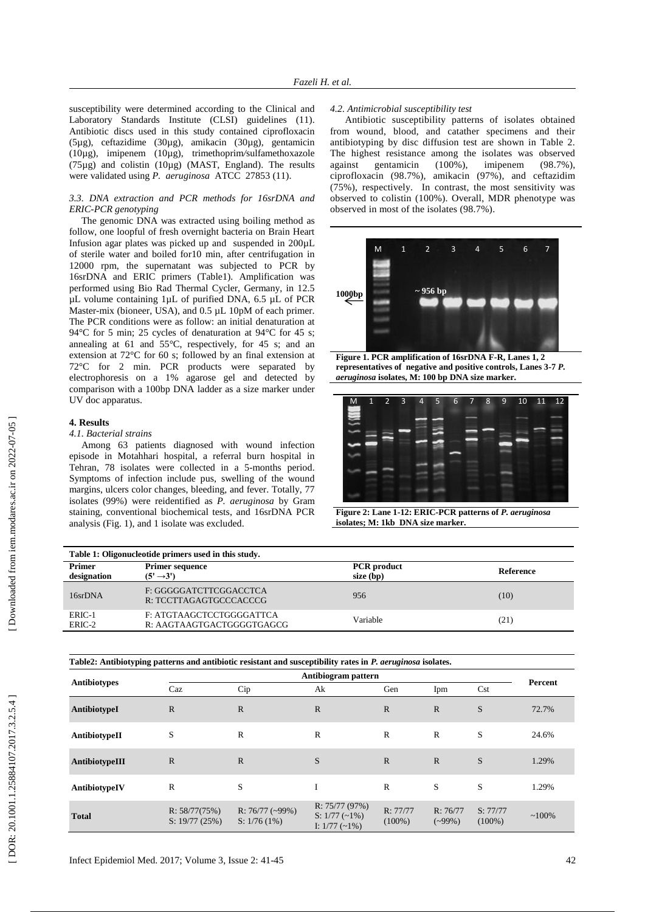susceptibility were determined according to the Clinical and Laboratory Standards Institute (CLSI) guidelines (11). Antibiotic discs used in this study contained ciprofloxacin (5µg), ceftazidime (30µg), amikacin (30µg), gentamicin (10µg), imipenem (10µg), trimethoprim/sulfamethoxazole (75µg) and colistin (10µg) (MAST, England). The results were validated using *P. aeruginosa* ATCC 27853 (11).

### *3.3. DNA extraction and PCR methods for 16srDNA and ERIC-PCR genotyping*

The genomic DNA was extracted using boiling method as follow, one loopful of fresh overnight bacteria on Brain Heart Infusion agar plates was picked up and suspended in 200µL of sterile water and boiled for10 min, after centrifugation in 12000 rpm, the supernatant was subjected to PCR by 16srDNA and ERIC primers (Table1). Amplification was performed using Bio Rad Thermal Cycler, Germany, in 12.5 µL volume containing 1µL of purified DNA, 6.5 µL of PCR Master-mix (bioneer, USA), and 0.5 µL 10pM of each primer. The PCR conditions were as follow: an initial denaturation at 94°C for 5 min; 25 cycles of denaturation at 94°C for 45 s; annealing at 61 and 55°C, respectively, for 45 s; and an extension at 72°C for 60 s; followed by an final extension at 72°C for 2 min. PCR products were separated by electrophoresis on a 1% agarose gel and detected by comparison with a 100bp DNA ladder as a size marker under UV doc apparatus.

## 4. Results

### *4.1. Bacterial strains*

Among 63 patients diagnosed with wound infection episode in Motahhari hospital, a referral burn hospital in Tehran, 78 isolates were collected in a 5-months period. Symptoms of infection include pus, swelling of the wound margins, ulcers color changes, bleeding, and fever. Totally, 77 isolates (99%) were reidentified as *P. aeruginosa* by Gram staining, conventional biochemical tests, and 16srDNA PCR analysis (Fig. 1), and 1 isolate was excluded.

### *4.2. Antimicrobial susceptibility test*

Antibiotic susceptibility patterns of isolates obtained from wound, blood, and catather specimens and their antibiotyping by disc diffusion test are shown in Table 2. The highest resistance among the isolates was observed against gentamicin (100%), imipenem (98.7%), ciprofloxacin (98.7%), amikacin (97%), and ceftazidim (75%), respectively. In contrast, the most sensitivity was observed to colistin (100%). Overall, MDR phenotype was observed in most of the isolates (98.7%).

M 1 2 3 4 5 6 7
1000bp
~ 956 bp

**Figure 1. PCR amplification of 16srDNA F-R, Lanes 1, 2 representatives of negative and positive controls, Lanes 3-7 *P. aeruginosa* isolates, M: 100 bp DNA size marker.**

M 1 2 3 4 5 6 7 8 9 10 11 12

**Figure 2: Lane 1-12: ERIC-PCR patterns of *P. aeruginosa* isolates; M: 1kb DNA size marker.**

**Table 1: Oligonucleotide primers used in this study.**

| Primer designation | Primer sequence (5' →3') | PCR product size (bp) | Reference |
|---|---|---|---|
| 16srDNA | F: GGGGGATCTTCGGACCTCA<br>R: TCCTTAGAGTGCCCACCCG | 956 | (10) |
| ERIC-1<br>ERIC-2 | F: ATGTAAGCTCCTGGGGATTCA<br>R: AAGTAAGTGACTGGGGTGAGCG | Variable | (21) |

**Table2: Antibiotyping patterns and antibiotic resistant and susceptibility rates in *P. aeruginosa* isolates.**

| Antibiotypes | Antibiogram pattern | | | | | | Percent |
|---|---|---|---|---|---|---|---|
| | Caz | Cip | Ak | Gen | Ipm | Cst | |
| **AntibiotypeI** | R | R | R | R | R | S | 72.7% |
| **AntibiotypeII** | S | R | R | R | R | S | 24.6% |
| **AntibiotypeIII** | R | R | S | R | R | S | 1.29% |
| **AntibiotypeIV** | R | S | I | R | S | S | 1.29% |
| **Total** | R: 58/77(75%)<br>S: 19/77 (25%) | R: 76/77 (~99%)<br>S: 1/76 (1%) | R: 75/77 (97%)<br>S: 1/77 (~1%)<br>I: 1/77 (~1%) | R: 77/77 (100%) | R: 76/77 (~99%) | S: 77/77 (100%) | ~100% |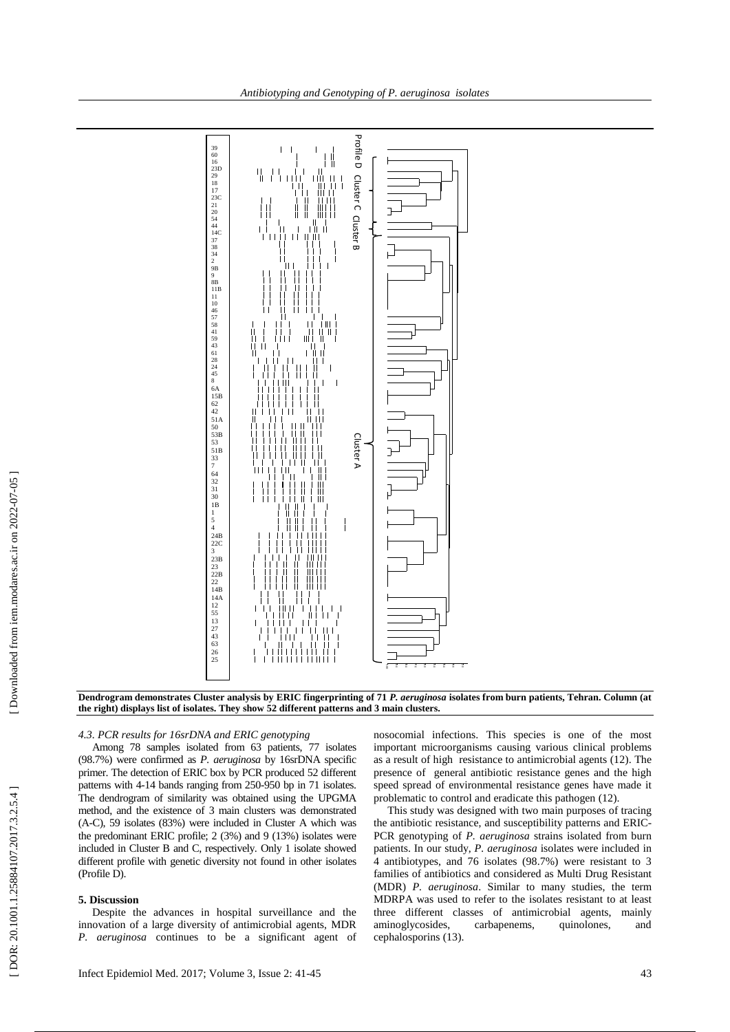39
60
16
23D
29
18
17
23C
21
20
54
44
14C
37
38
34
2
9B
9
8B
11B
11
10
46
57
58
41
59
43
61
28
24
45
8
6A
15B
62
42
51A
50
53B
53
51B
33
7
64
32
31
30
1B
1
5
4
24B
22C
3
23B
23
22B
22
14B
14A
12
55
13
27
43
63
26
25

Profile D
Cluster C
Cluster B
Cluster A

**Dendrogram demonstrates Cluster analysis by ERIC fingerprinting of 71 *P. aeruginosa* isolates from burn patients, Tehran. Column (at the right) displays list of isolates. They show 52 different patterns and 3 main clusters.**

*4.3. PCR results for 16srDNA and ERIC genotyping*

Among 78 samples isolated from 63 patients, 77 isolates (98.7%) were confirmed as *P. aeruginosa* by 16srDNA specific primer. The detection of ERIC box by PCR produced 52 different patterns with 4-14 bands ranging from 250-950 bp in 71 isolates. The dendrogram of similarity was obtained using the UPGMA method, and the existence of 3 main clusters was demonstrated (A-C), 59 isolates (83%) were included in Cluster A which was the predominant ERIC profile; 2 (3%) and 9 (13%) isolates were included in Cluster B and C, respectively. Only 1 isolate showed different profile with genetic diversity not found in other isolates (Profile D).

## 5. Discussion

Despite the advances in hospital surveillance and the innovation of a large diversity of antimicrobial agents, MDR *P. aeruginosa* continues to be a significant agent of nosocomial infections. This species is one of the most important microorganisms causing various clinical problems as a result of high resistance to antimicrobial agents (12). The presence of general antibiotic resistance genes and the high speed spread of environmental resistance genes have made it problematic to control and eradicate this pathogen (12).

This study was designed with two main purposes of tracing the antibiotic resistance, and susceptibility patterns and ERIC-PCR genotyping of *P. aeruginosa* strains isolated from burn patients. In our study, *P. aeruginosa* isolates were included in 4 antibiotypes, and 76 isolates (98.7%) were resistant to 3 families of antibiotics and considered as Multi Drug Resistant (MDR) *P. aeruginosa*. Similar to many studies, the term MDRPA was used to refer to the isolates resistant to at least three different classes of antimicrobial agents, mainly aminoglycosides, carbapenems, quinolones, and cephalosporins (13).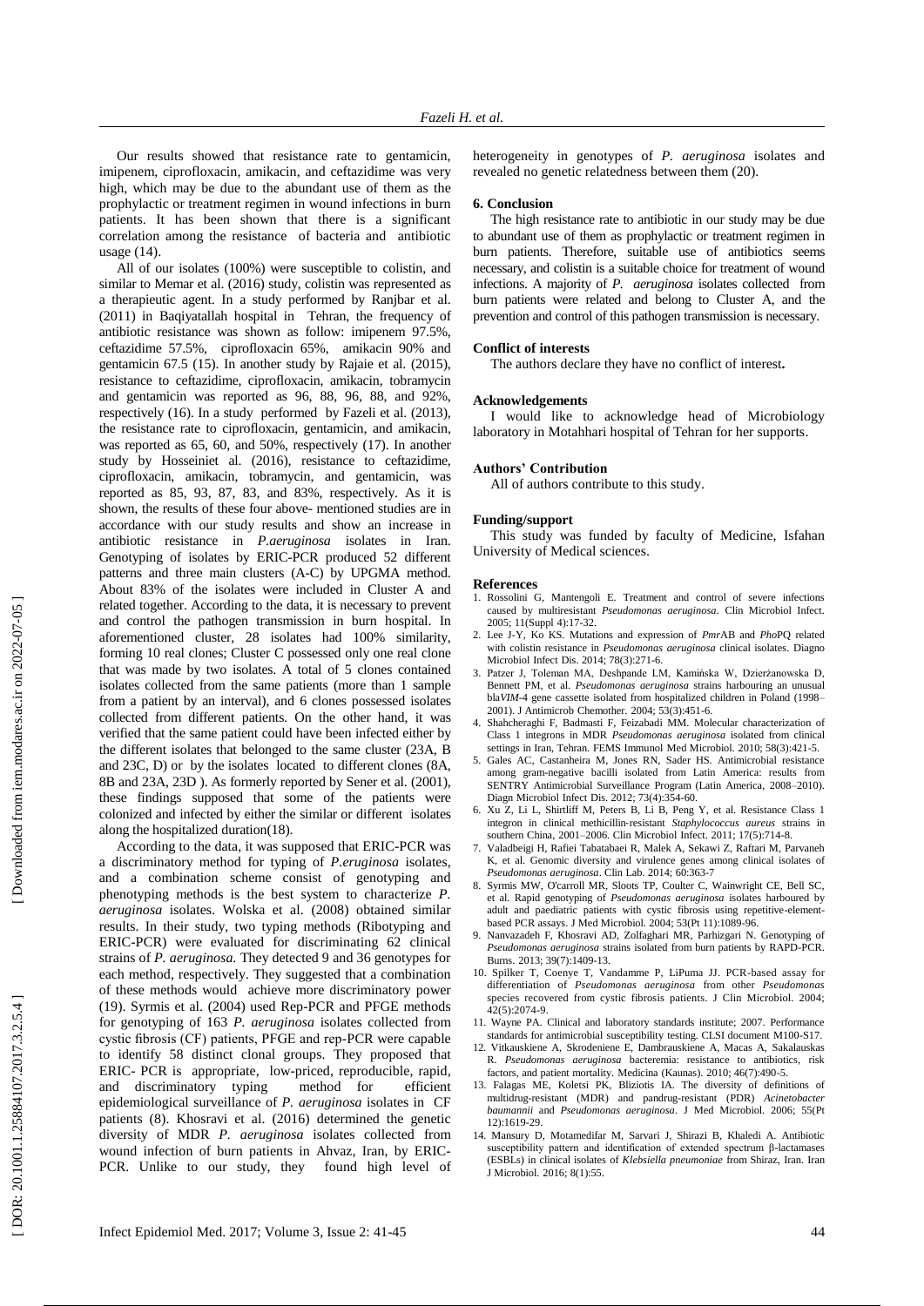Our results showed that resistance rate to gentamicin, imipenem, ciprofloxacin, amikacin, and ceftazidime was very high, which may be due to the abundant use of them as the prophylactic or treatment regimen in wound infections in burn patients. It has been shown that there is a significant correlation among the resistance of bacteria and antibiotic usage (14).

All of our isolates (100%) were susceptible to colistin, and similar to Memar et al. (2016) study, colistin was represented as a therapieutic agent. In a study performed by Ranjbar et al. (2011) in Baqiyatallah hospital in Tehran, the frequency of antibiotic resistance was shown as follow: imipenem 97.5%, ceftazidime 57.5%, ciprofloxacin 65%, amikacin 90% and gentamicin 67.5 (15). In another study by Rajaie et al. (2015), resistance to ceftazidime, ciprofloxacin, amikacin, tobramycin and gentamicin was reported as 96, 88, 96, 88, and 92%, respectively (16). In a study performed by Fazeli et al. (2013), the resistance rate to ciprofloxacin, gentamicin, and amikacin, was reported as 65, 60, and 50%, respectively (17). In another study by Hosseiniet al. (2016), resistance to ceftazidime, ciprofloxacin, amikacin, tobramycin, and gentamicin, was reported as 85, 93, 87, 83, and 83%, respectively. As it is shown, the results of these four above- mentioned studies are in accordance with our study results and show an increase in antibiotic resistance in *P.aeruginosa* isolates in Iran. Genotyping of isolates by ERIC-PCR produced 52 different patterns and three main clusters (A-C) by UPGMA method. About 83% of the isolates were included in Cluster A and related together. According to the data, it is necessary to prevent and control the pathogen transmission in burn hospital. In aforementioned cluster, 28 isolates had 100% similarity, forming 10 real clones; Cluster C possessed only one real clone that was made by two isolates. A total of 5 clones contained isolates collected from the same patients (more than 1 sample from a patient by an interval), and 6 clones possessed isolates collected from different patients. On the other hand, it was verified that the same patient could have been infected either by the different isolates that belonged to the same cluster (23A, B and 23C, D) or by the isolates located to different clones (8A, 8B and 23A, 23D ). As formerly reported by Sener et al. (2001), these findings supposed that some of the patients were colonized and infected by either the similar or different isolates along the hospitalized duration(18).

According to the data, it was supposed that ERIC-PCR was a discriminatory method for typing of *P.eruginosa* isolates, and a combination scheme consist of genotyping and phenotyping methods is the best system to characterize *P. aeruginosa* isolates. Wolska et al. (2008) obtained similar results. In their study, two typing methods (Ribotyping and ERIC-PCR) were evaluated for discriminating 62 clinical strains of *P. aeruginosa.* They detected 9 and 36 genotypes for each method, respectively. They suggested that a combination of these methods would achieve more discriminatory power (19). Syrmis et al. (2004) used Rep-PCR and PFGE methods for genotyping of 163 *P. aeruginosa* isolates collected from cystic fibrosis (CF) patients, PFGE and rep-PCR were capable to identify 58 distinct clonal groups. They proposed that ERIC- PCR is appropriate, low-priced, reproducible, rapid, and discriminatory typing method for efficient epidemiological surveillance of *P. aeruginosa* isolates in CF patients (8). Khosravi et al. (2016) determined the genetic diversity of MDR *P. aeruginosa* isolates collected from wound infection of burn patients in Ahvaz, Iran, by ERIC-PCR. Unlike to our study, they found high level of heterogeneity in genotypes of *P. aeruginosa* isolates and revealed no genetic relatedness between them (20).

## 6. Conclusion

The high resistance rate to antibiotic in our study may be due to abundant use of them as prophylactic or treatment regimen in burn patients. Therefore, suitable use of antibiotics seems necessary, and colistin is a suitable choice for treatment of wound infections. A majority of *P. aeruginosa* isolates collected from burn patients were related and belong to Cluster A, and the prevention and control of this pathogen transmission is necessary.

### Conflict of interests

The authors declare they have no conflict of interest**.**

### Acknowledgements

I would like to acknowledge head of Microbiology laboratory in Motahhari hospital of Tehran for her supports.

### Authors' Contribution

All of authors contribute to this study.

### Funding/support

This study was funded by faculty of Medicine, Isfahan University of Medical sciences.

### References

1. Rossolini G, Mantengoli E. Treatment and control of severe infections caused by multiresistant *Pseudomonas aeruginosa*. Clin Microbiol Infect. 2005; 11(Suppl 4):17-32.
2. Lee J-Y, Ko KS. Mutations and expression of *Pmr*AB and *Pho*PQ related with colistin resistance in *Pseudomonas aeruginosa* clinical isolates. Diagno Microbiol Infect Dis. 2014; 78(3):271-6.
3. Patzer J, Toleman MA, Deshpande LM, Kamińska W, Dzierżanowska D, Bennett PM, et al. *Pseudomonas aeruginosa* strains harbouring an unusual bla*VIM*-4 gene cassette isolated from hospitalized children in Poland (1998–2001). J Antimicrob Chemother. 2004; 53(3):451-6.
4. Shahcheraghi F, Badmasti F, Feizabadi MM. Molecular characterization of Class 1 integrons in MDR *Pseudomonas aeruginosa* isolated from clinical settings in Iran, Tehran. FEMS Immunol Med Microbiol. 2010; 58(3):421-5.
5. Gales AC, Castanheira M, Jones RN, Sader HS. Antimicrobial resistance among gram-negative bacilli isolated from Latin America: results from SENTRY Antimicrobial Surveillance Program (Latin America, 2008–2010). Diagn Microbiol Infect Dis. 2012; 73(4):354-60.
6. Xu Z, Li L, Shirtliff M, Peters B, Li B, Peng Y, et al. Resistance Class 1 integron in clinical methicillin‐resistant *Staphylococcus aureus* strains in southern China, 2001–2006. Clin Microbiol Infect. 2011; 17(5):714-8.
7. Valadbeigi H, Rafiei Tabatabaei R, Malek A, Sekawi Z, Raftari M, Parvaneh K, et al. Genomic diversity and virulence genes among clinical isolates of *Pseudomonas aeruginosa*. Clin Lab. 2014; 60:363-7
8. Syrmis MW, O'carroll MR, Sloots TP, Coulter C, Wainwright CE, Bell SC, et al. Rapid genotyping of *Pseudomonas aeruginosa* isolates harboured by adult and paediatric patients with cystic fibrosis using repetitive-element-based PCR assays. J Med Microbiol. 2004; 53(Pt 11):1089-96.
9. Nanvazadeh F, Khosravi AD, Zolfaghari MR, Parhizgari N. Genotyping of *Pseudomonas aeruginosa* strains isolated from burn patients by RAPD-PCR. Burns. 2013; 39(7):1409-13.
10. Spilker T, Coenye T, Vandamme P, LiPuma JJ. PCR-based assay for differentiation of *Pseudomonas aeruginosa* from other *Pseudomonas* species recovered from cystic fibrosis patients. J Clin Microbiol. 2004; 42(5):2074-9.
11. Wayne PA. Clinical and laboratory standards institute; 2007. Performance standards for antimicrobial susceptibility testing. CLSI document M100-S17.
12. Vitkauskiene A, Skrodeniene E, Dambrauskiene A, Macas A, Sakalauskas R. *Pseudomonas aeruginosa* bacteremia: resistance to antibiotics, risk factors, and patient mortality. Medicina (Kaunas). 2010; 46(7):490-5.
13. Falagas ME, Koletsi PK, Bliziotis IA. The diversity of definitions of multidrug-resistant (MDR) and pandrug-resistant (PDR) *Acinetobacter baumannii* and *Pseudomonas aeruginosa*. J Med Microbiol. 2006; 55(Pt 12):1619-29.
14. Mansury D, Motamedifar M, Sarvari J, Shirazi B, Khaledi A. Antibiotic susceptibility pattern and identification of extended spectrum β-lactamases (ESBLs) in clinical isolates of *Klebsiella pneumoniae* from Shiraz, Iran. Iran J Microbiol. 2016; 8(1):55.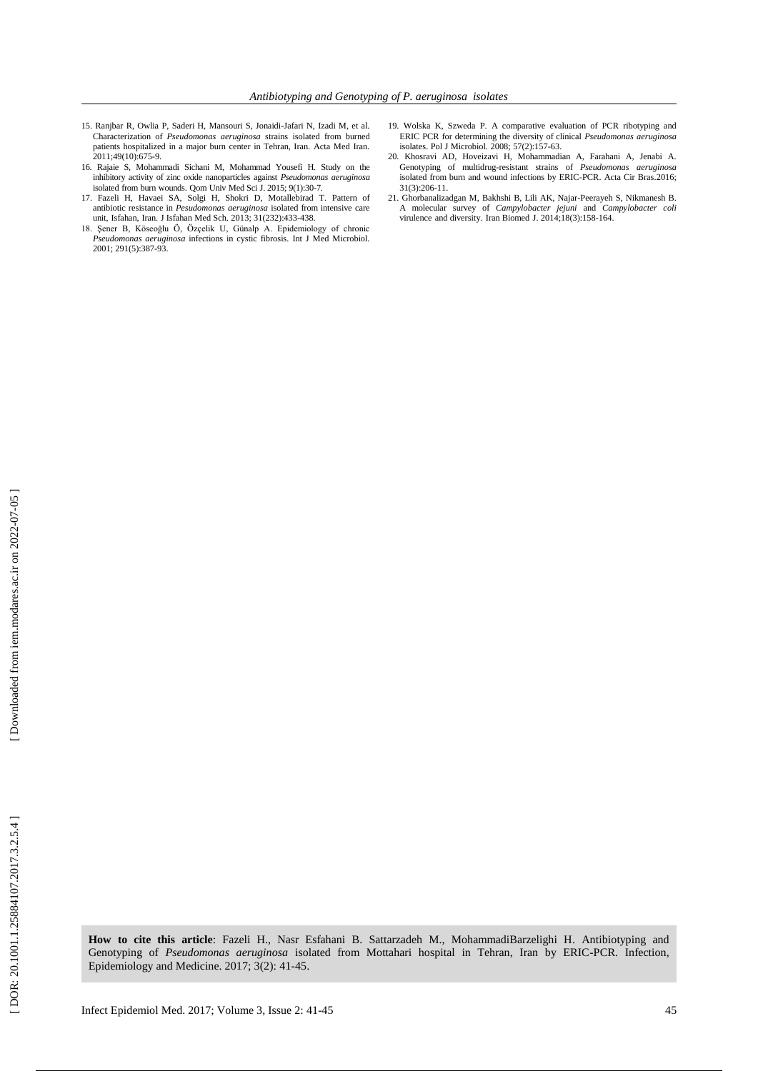15. Ranjbar R, Owlia P, Saderi H, Mansouri S, Jonaidi-Jafari N, Izadi M, et al. Characterization of *Pseudomonas aeruginosa* strains isolated from burned patients hospitalized in a major burn center in Tehran, Iran. Acta Med Iran. 2011;49(10):675-9.
16. Rajaie S, Mohammadi Sichani M, Mohammad Yousefi H. Study on the inhibitory activity of zinc oxide nanoparticles against *Pseudomonas aeruginosa* isolated from burn wounds. Qom Univ Med Sci J. 2015; 9(1):30-7.
17. Fazeli H, Havaei SA, Solgi H, Shokri D, Motallebirad T. Pattern of antibiotic resistance in *Pesudomonas aeruginosa* isolated from intensive care unit, Isfahan, Iran. J Isfahan Med Sch. 2013; 31(232):433-438.
18. Şener B, Köseoğlu Ö, Özçelik U, Günalp A. Epidemiology of chronic *Pseudomonas aeruginosa* infections in cystic fibrosis. Int J Med Microbiol. 2001; 291(5):387-93.
19. Wolska K, Szweda P. A comparative evaluation of PCR ribotyping and ERIC PCR for determining the diversity of clinical *Pseudomonas aeruginosa* isolates. Pol J Microbiol. 2008; 57(2):157-63.
20. Khosravi AD, Hoveizavi H, Mohammadian A, Farahani A, Jenabi A. Genotyping of multidrug-resistant strains of *Pseudomonas aeruginosa* isolated from burn and wound infections by ERIC-PCR. Acta Cir Bras.2016; 31(3):206-11.
21. Ghorbanalizadgan M, Bakhshi B, Lili AK, Najar-Peerayeh S, Nikmanesh B. A molecular survey of *Campylobacter jejuni* and *Campylobacter coli* virulence and diversity. Iran Biomed J. 2014;18(3):158-164.

**How to cite this article**: Fazeli H., Nasr Esfahani B. Sattarzadeh M., MohammadiBarzelighi H. Antibiotyping and Genotyping of *Pseudomonas aeruginosa* isolated from Mottahari hospital in Tehran, Iran by ERIC-PCR. Infection, Epidemiology and Medicine. 2017; 3(2): 41-45.